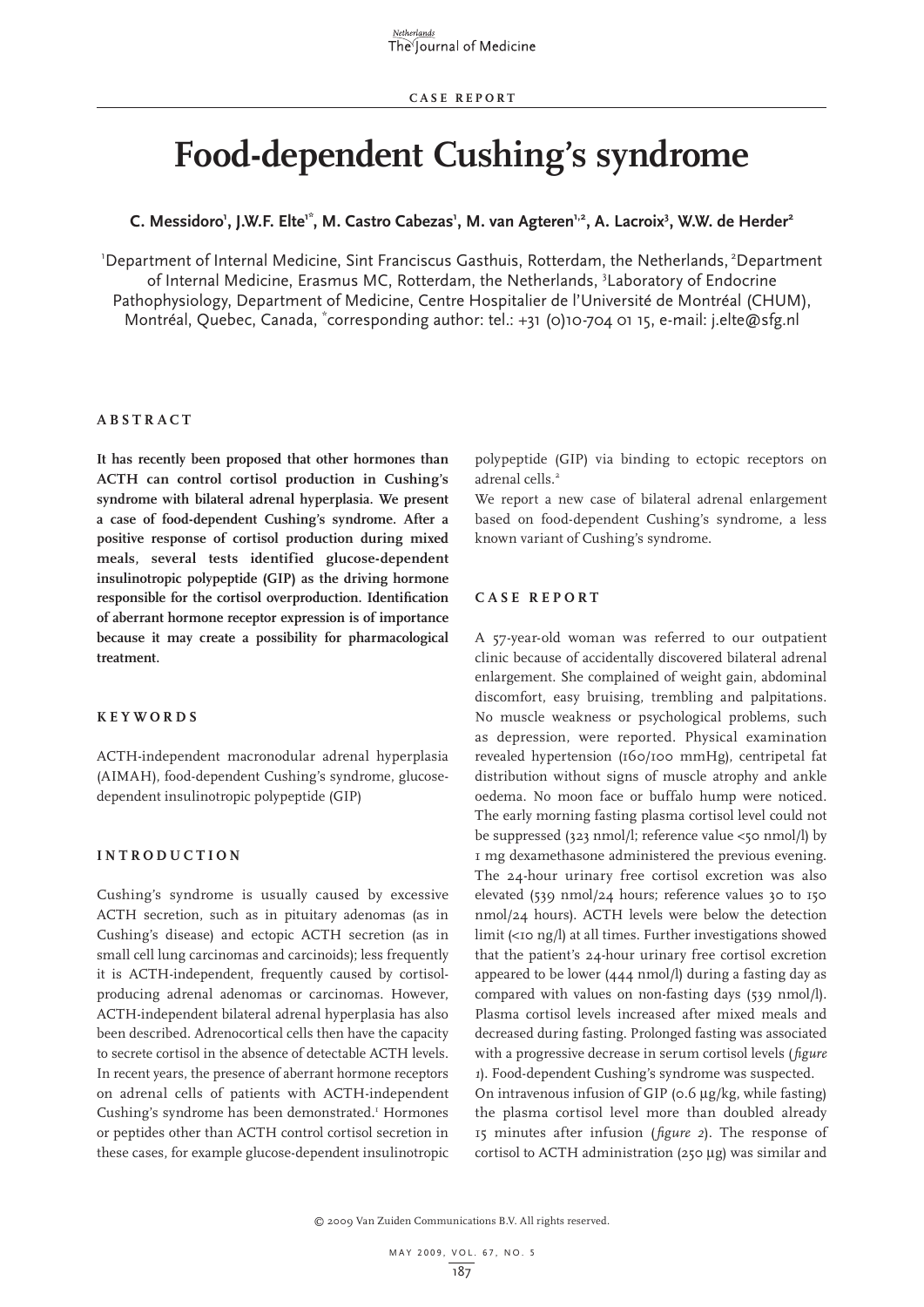CASE REPORT

# Food-dependent Cushing's syndrome

**C. Messidoro[1], J.W.F. Elte[1*], M. Castro Cabezas[1], M. van Agteren[1,2], A. Lacroix[3], W.W. de Herder[2]**

[1]Department of Internal Medicine, Sint Franciscus Gasthuis, Rotterdam, the Netherlands, [2]Department of Internal Medicine, Erasmus MC, Rotterdam, the Netherlands, [3]Laboratory of Endocrine Pathophysiology, Department of Medicine, Centre Hospitalier de l'Université de Montréal (CHUM), Montréal, Quebec, Canada, *corresponding author: tel.: +31 (0)10-704 01 15, e-mail: j.elte@sfg.nl

## ABSTRACT

**It has recently been proposed that other hormones than ACTH can control cortisol production in Cushing's syndrome with bilateral adrenal hyperplasia. We present a case of food-dependent Cushing's syndrome. After a positive response of cortisol production during mixed meals, several tests identified glucose-dependent insulinotropic polypeptide (GIP) as the driving hormone responsible for the cortisol overproduction. Identification of aberrant hormone receptor expression is of importance because it may create a possibility for pharmacological treatment.**

## KEYWORDS

ACTH-independent macronodular adrenal hyperplasia (AIMAH), food-dependent Cushing's syndrome, glucose-dependent insulinotropic polypeptide (GIP)

## INTRODUCTION

Cushing's syndrome is usually caused by excessive ACTH secretion, such as in pituitary adenomas (as in Cushing's disease) and ectopic ACTH secretion (as in small cell lung carcinomas and carcinoids); less frequently it is ACTH-independent, frequently caused by cortisol-producing adrenal adenomas or carcinomas. However, ACTH-independent bilateral adrenal hyperplasia has also been described. Adrenocortical cells then have the capacity to secrete cortisol in the absence of detectable ACTH levels. In recent years, the presence of aberrant hormone receptors on adrenal cells of patients with ACTH-independent Cushing's syndrome has been demonstrated.[1] Hormones or peptides other than ACTH control cortisol secretion in these cases, for example glucose-dependent insulinotropic polypeptide (GIP) via binding to ectopic receptors on adrenal cells.[2]

We report a new case of bilateral adrenal enlargement based on food-dependent Cushing's syndrome, a less known variant of Cushing's syndrome.

## CASE REPORT

A 57-year-old woman was referred to our outpatient clinic because of accidentally discovered bilateral adrenal enlargement. She complained of weight gain, abdominal discomfort, easy bruising, trembling and palpitations. No muscle weakness or psychological problems, such as depression, were reported. Physical examination revealed hypertension (160/100 mmHg), centripetal fat distribution without signs of muscle atrophy and ankle oedema. No moon face or buffalo hump were noticed. The early morning fasting plasma cortisol level could not be suppressed (323 nmol/l; reference value <50 nmol/l) by 1 mg dexamethasone administered the previous evening. The 24-hour urinary free cortisol excretion was also elevated (539 nmol/24 hours; reference values 30 to 150 nmol/24 hours). ACTH levels were below the detection limit (<10 ng/l) at all times. Further investigations showed that the patient's 24-hour urinary free cortisol excretion appeared to be lower (444 nmol/l) during a fasting day as compared with values on non-fasting days (539 nmol/l). Plasma cortisol levels increased after mixed meals and decreased during fasting. Prolonged fasting was associated with a progressive decrease in serum cortisol levels (*figure 1*). Food-dependent Cushing's syndrome was suspected.

On intravenous infusion of GIP (0.6 µg/kg, while fasting) the plasma cortisol level more than doubled already 15 minutes after infusion (*figure 2*). The response of cortisol to ACTH administration (250 µg) was similar and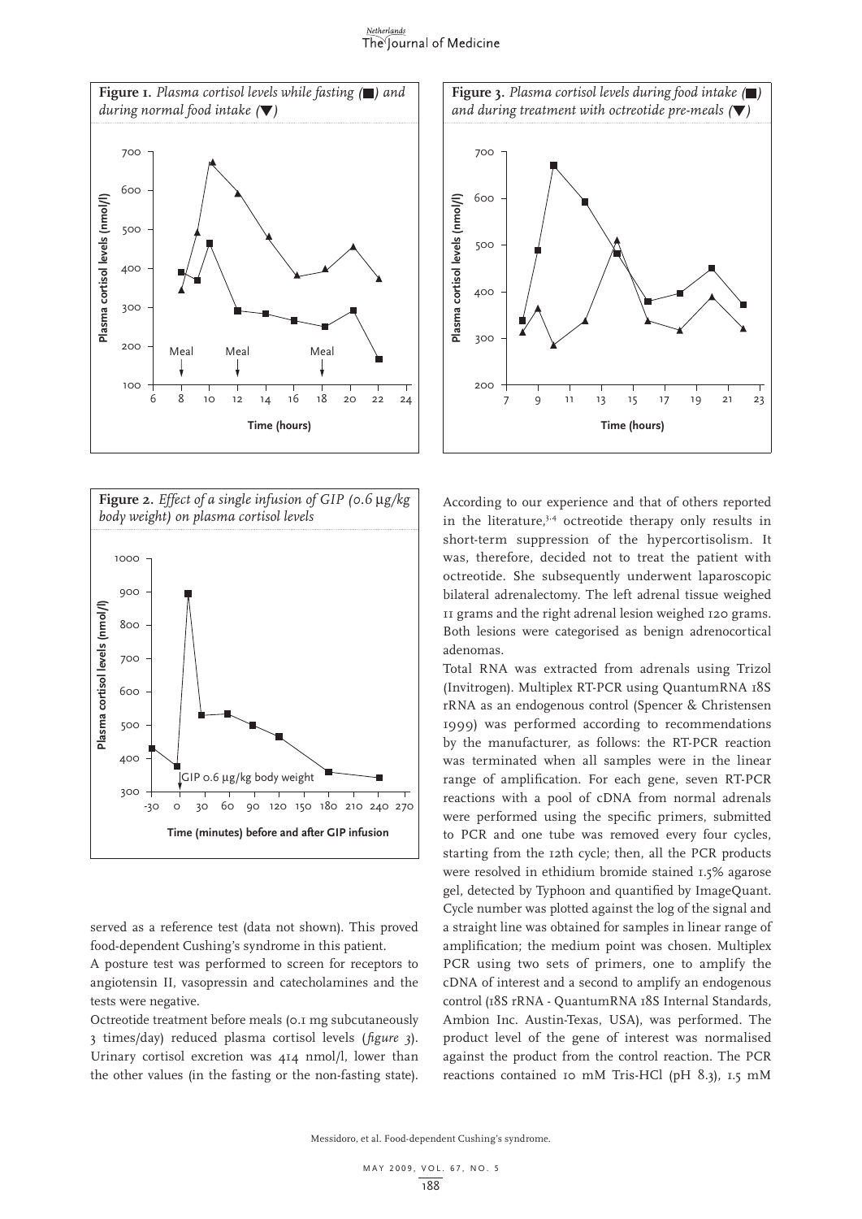**Figure 1.** *Plasma cortisol levels while fasting (■) and during normal food intake (▼)*

**Figure 3.** *Plasma cortisol levels during food intake (■) and during treatment with octreotide pre-meals (▼)*

**Figure 2.** *Effect of a single infusion of GIP (0.6 μg/kg body weight) on plasma cortisol levels*

served as a reference test (data not shown). This proved food-dependent Cushing's syndrome in this patient.

A posture test was performed to screen for receptors to angiotensin II, vasopressin and catecholamines and the tests were negative.

Octreotide treatment before meals (0.1 mg subcutaneously 3 times/day) reduced plasma cortisol levels (*figure 3*). Urinary cortisol excretion was 414 nmol/l, lower than the other values (in the fasting or the non-fasting state).

According to our experience and that of others reported in the literature,[3,4] octreotide therapy only results in short-term suppression of the hypercortisolism. It was, therefore, decided not to treat the patient with octreotide. She subsequently underwent laparoscopic bilateral adrenalectomy. The left adrenal tissue weighed 11 grams and the right adrenal lesion weighed 120 grams. Both lesions were categorised as benign adrenocortical adenomas.

Total RNA was extracted from adrenals using Trizol (Invitrogen). Multiplex RT-PCR using QuantumRNA 18S rRNA as an endogenous control (Spencer & Christensen 1999) was performed according to recommendations by the manufacturer, as follows: the RT-PCR reaction was terminated when all samples were in the linear range of amplification. For each gene, seven RT-PCR reactions with a pool of cDNA from normal adrenals were performed using the specific primers, submitted to PCR and one tube was removed every four cycles, starting from the 12th cycle; then, all the PCR products were resolved in ethidium bromide stained 1.5% agarose gel, detected by Typhoon and quantified by ImageQuant. Cycle number was plotted against the log of the signal and a straight line was obtained for samples in linear range of amplification; the medium point was chosen. Multiplex PCR using two sets of primers, one to amplify the cDNA of interest and a second to amplify an endogenous control (18S rRNA - QuantumRNA 18S Internal Standards, Ambion Inc. Austin-Texas, USA), was performed. The product level of the gene of interest was normalised against the product from the control reaction. The PCR reactions contained 10 mM Tris-HCl (pH 8.3), 1.5 mM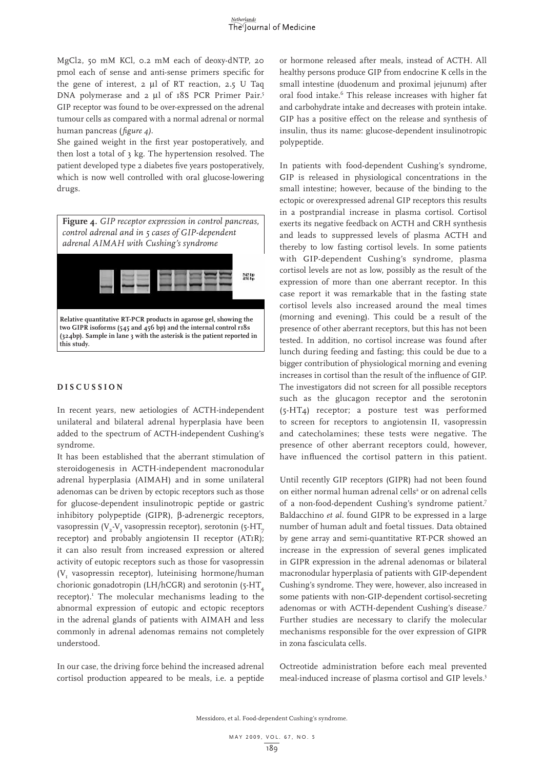MgCl2, 50 mM KCl, 0.2 mM each of deoxy-dNTP, 20 pmol each of sense and anti-sense primers specific for the gene of interest, 2 µl of RT reaction, 2.5 U Taq DNA polymerase and 2 µl of 18S PCR Primer Pair.[5] GIP receptor was found to be over-expressed on the adrenal tumour cells as compared with a normal adrenal or normal human pancreas (*figure 4*).

She gained weight in the first year postoperatively, and then lost a total of 3 kg. The hypertension resolved. The patient developed type 2 diabetes five years postoperatively, which is now well controlled with oral glucose-lowering drugs.

**Figure 4.** *GIP receptor expression in control pancreas, control adrenal and in 5 cases of GIP-dependent adrenal AIMAH with Cushing's syndrome*

**Relative quantitative RT-PCR products in agarose gel, showing the two GIPR isoforms (545 and 456 bp) and the internal control r18s (324bp). Sample in lane 3 with the asterisk is the patient reported in this study.**

## DISCUSSION

In recent years, new aetiologies of ACTH-independent unilateral and bilateral adrenal hyperplasia have been added to the spectrum of ACTH-independent Cushing's syndrome.

It has been established that the aberrant stimulation of steroidogenesis in ACTH-independent macronodular adrenal hyperplasia (AIMAH) and in some unilateral adenomas can be driven by ectopic receptors such as those for glucose-dependent insulinotropic peptide or gastric inhibitory polypeptide (GIPR), β-adrenergic receptors, vasopressin ($V_2$-$V_3$ vasopressin receptor), serotonin (5-$HT_7$ receptor) and probably angiotensin II receptor (AT1R); it can also result from increased expression or altered activity of eutopic receptors such as those for vasopressin ($V_1$ vasopressin receptor), luteinising hormone/human chorionic gonadotropin (LH/hCGR) and serotonin (5-$HT_4$ receptor).[1] The molecular mechanisms leading to the abnormal expression of eutopic and ectopic receptors in the adrenal glands of patients with AIMAH and less commonly in adrenal adenomas remains not completely understood.

In our case, the driving force behind the increased adrenal cortisol production appeared to be meals, i.e. a peptide or hormone released after meals, instead of ACTH. All healthy persons produce GIP from endocrine K cells in the small intestine (duodenum and proximal jejunum) after oral food intake.[6] This release increases with higher fat and carbohydrate intake and decreases with protein intake. GIP has a positive effect on the release and synthesis of insulin, thus its name: glucose-dependent insulinotropic polypeptide.

In patients with food-dependent Cushing's syndrome, GIP is released in physiological concentrations in the small intestine; however, because of the binding to the ectopic or overexpressed adrenal GIP receptors this results in a postprandial increase in plasma cortisol. Cortisol exerts its negative feedback on ACTH and CRH synthesis and leads to suppressed levels of plasma ACTH and thereby to low fasting cortisol levels. In some patients with GIP-dependent Cushing's syndrome, plasma cortisol levels are not as low, possibly as the result of the expression of more than one aberrant receptor. In this case report it was remarkable that in the fasting state cortisol levels also increased around the meal times (morning and evening). This could be a result of the presence of other aberrant receptors, but this has not been tested. In addition, no cortisol increase was found after lunch during feeding and fasting; this could be due to a bigger contribution of physiological morning and evening increases in cortisol than the result of the influence of GIP. The investigators did not screen for all possible receptors such as the glucagon receptor and the serotonin (5-HT4) receptor; a posture test was performed to screen for receptors to angiotensin II, vasopressin and catecholamines; these tests were negative. The presence of other aberrant receptors could, however, have influenced the cortisol pattern in this patient.

Until recently GIP receptors (GIPR) had not been found on either normal human adrenal cells[2] or on adrenal cells of a non-food-dependent Cushing's syndrome patient.[7] Baldacchino *et al.* found GIPR to be expressed in a large number of human adult and foetal tissues. Data obtained by gene array and semi-quantitative RT-PCR showed an increase in the expression of several genes implicated in GIPR expression in the adrenal adenomas or bilateral macronodular hyperplasia of patients with GIP-dependent Cushing's syndrome. They were, however, also increased in some patients with non-GIP-dependent cortisol-secreting adenomas or with ACTH-dependent Cushing's disease.[7] Further studies are necessary to clarify the molecular mechanisms responsible for the over expression of GIPR in zona fasciculata cells.

Octreotide administration before each meal prevented meal-induced increase of plasma cortisol and GIP levels.[3]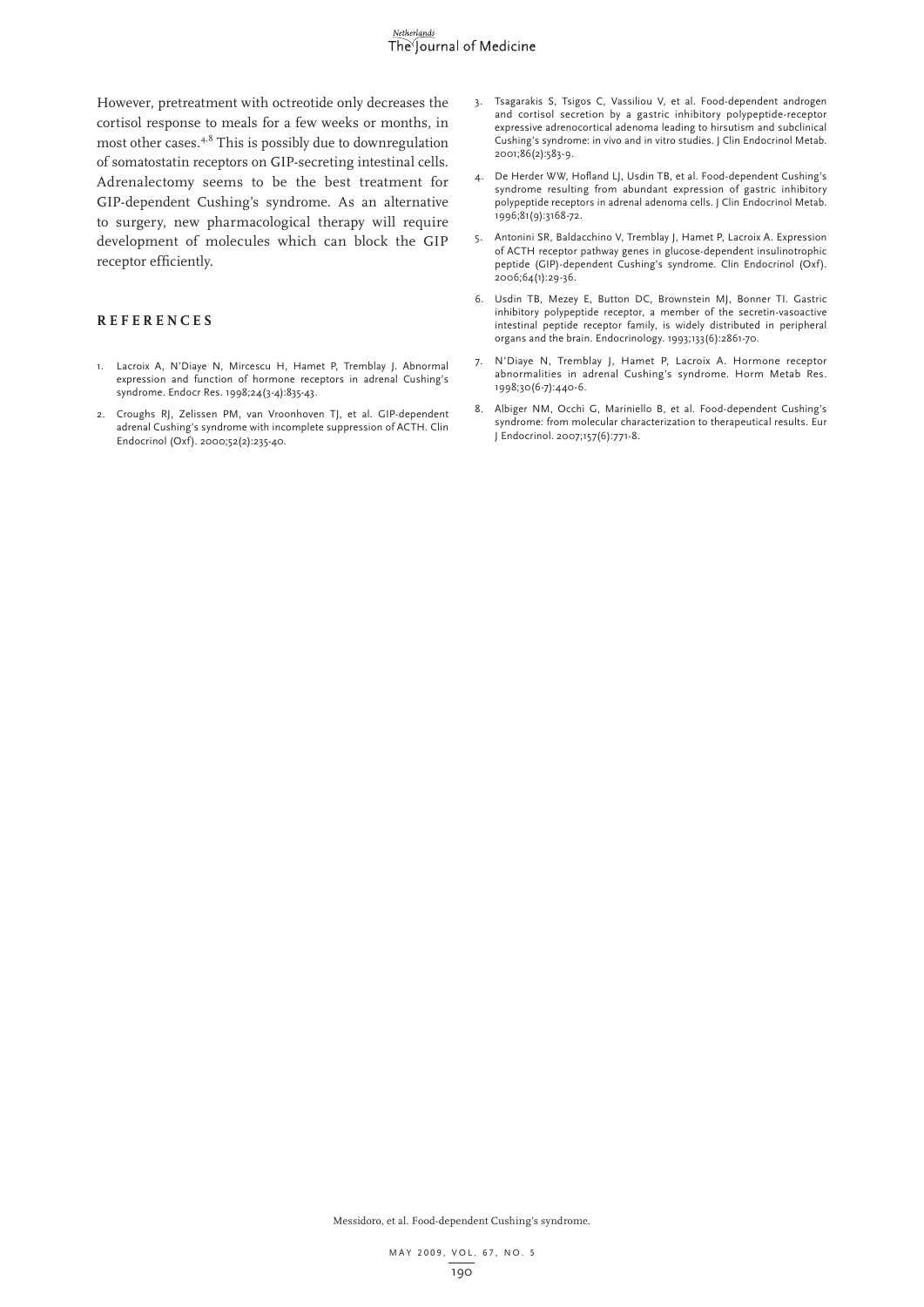However, pretreatment with octreotide only decreases the cortisol response to meals for a few weeks or months, in most other cases.[4,8] This is possibly due to downregulation of somatostatin receptors on GIP-secreting intestinal cells. Adrenalectomy seems to be the best treatment for GIP-dependent Cushing's syndrome. As an alternative to surgery, new pharmacological therapy will require development of molecules which can block the GIP receptor efficiently.

## REFERENCES

1. Lacroix A, N'Diaye N, Mircescu H, Hamet P, Tremblay J. Abnormal expression and function of hormone receptors in adrenal Cushing's syndrome. Endocr Res. 1998;24(3-4):835-43.
2. Croughs RJ, Zelissen PM, van Vroonhoven TJ, et al. GIP-dependent adrenal Cushing's syndrome with incomplete suppression of ACTH. Clin Endocrinol (Oxf). 2000;52(2):235-40.
3. Tsagarakis S, Tsigos C, Vassiliou V, et al. Food-dependent androgen and cortisol secretion by a gastric inhibitory polypeptide-receptor expressive adrenocortical adenoma leading to hirsutism and subclinical Cushing's syndrome: in vivo and in vitro studies. J Clin Endocrinol Metab. 2001;86(2):583-9.
4. De Herder WW, Hofland LJ, Usdin TB, et al. Food-dependent Cushing's syndrome resulting from abundant expression of gastric inhibitory polypeptide receptors in adrenal adenoma cells. J Clin Endocrinol Metab. 1996;81(9):3168-72.
5. Antonini SR, Baldacchino V, Tremblay J, Hamet P, Lacroix A. Expression of ACTH receptor pathway genes in glucose-dependent insulinotrophic peptide (GIP)-dependent Cushing's syndrome. Clin Endocrinol (Oxf). 2006;64(1):29-36.
6. Usdin TB, Mezey E, Button DC, Brownstein MJ, Bonner TI. Gastric inhibitory polypeptide receptor, a member of the secretin-vasoactive intestinal peptide receptor family, is widely distributed in peripheral organs and the brain. Endocrinology. 1993;133(6):2861-70.
7. N'Diaye N, Tremblay J, Hamet P, Lacroix A. Hormone receptor abnormalities in adrenal Cushing's syndrome. Horm Metab Res. 1998;30(6-7):440-6.
8. Albiger NM, Occhi G, Mariniello B, et al. Food-dependent Cushing's syndrome: from molecular characterization to therapeutical results. Eur J Endocrinol. 2007;157(6):771-8.